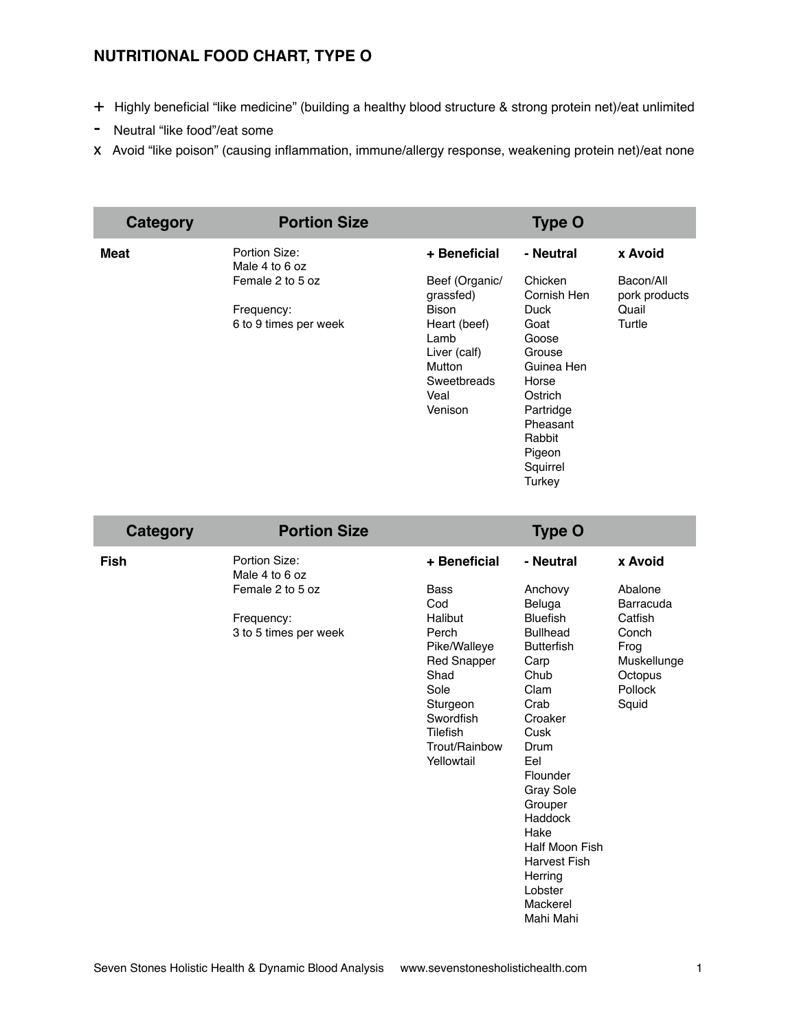# NUTRITIONAL FOOD CHART, TYPE O

+ Highly beneficial “like medicine” (building a healthy blood structure & strong protein net)/eat unlimited

- Neutral “like food”/eat some

x Avoid “like poison” (causing inflammation, immune/allergy response, weakening protein net)/eat none

| Category | Portion Size | Type O | | |
|---|---|---|---|---|
| **Meat** | Portion Size:<br>Male 4 to 6 oz<br>Female 2 to 5 oz<br><br>Frequency:<br>6 to 9 times per week | **+ Beneficial**<br><br>Beef (Organic/ grassfed)<br>Bison<br>Heart (beef)<br>Lamb<br>Liver (calf)<br>Mutton<br>Sweetbreads<br>Veal<br>Venison | **- Neutral**<br><br>Chicken<br>Cornish Hen<br>Duck<br>Goat<br>Goose<br>Grouse<br>Guinea Hen<br>Horse<br>Ostrich<br>Partridge<br>Pheasant<br>Rabbit<br>Pigeon<br>Squirrel<br>Turkey | **x Avoid**<br><br>Bacon/All pork products<br>Quail<br>Turtle |

| Category | Portion Size | Type O | | |
|---|---|---|---|---|
| **Fish** | Portion Size:<br>Male 4 to 6 oz<br>Female 2 to 5 oz<br><br>Frequency:<br>3 to 5 times per week | **+ Beneficial**<br><br>Bass<br>Cod<br>Halibut<br>Perch<br>Pike/Walleye<br>Red Snapper<br>Shad<br>Sole<br>Sturgeon<br>Swordfish<br>Tilefish<br>Trout/Rainbow<br>Yellowtail | **- Neutral**<br><br>Anchovy<br>Beluga<br>Bluefish<br>Bullhead<br>Butterfish<br>Carp<br>Chub<br>Clam<br>Crab<br>Croaker<br>Cusk<br>Drum<br>Eel<br>Flounder<br>Gray Sole<br>Grouper<br>Haddock<br>Hake<br>Half Moon Fish<br>Harvest Fish<br>Herring<br>Lobster<br>Mackerel<br>Mahi Mahi | **x Avoid**<br><br>Abalone<br>Barracuda<br>Catfish<br>Conch<br>Frog<br>Muskellunge<br>Octopus<br>Pollock<br>Squid |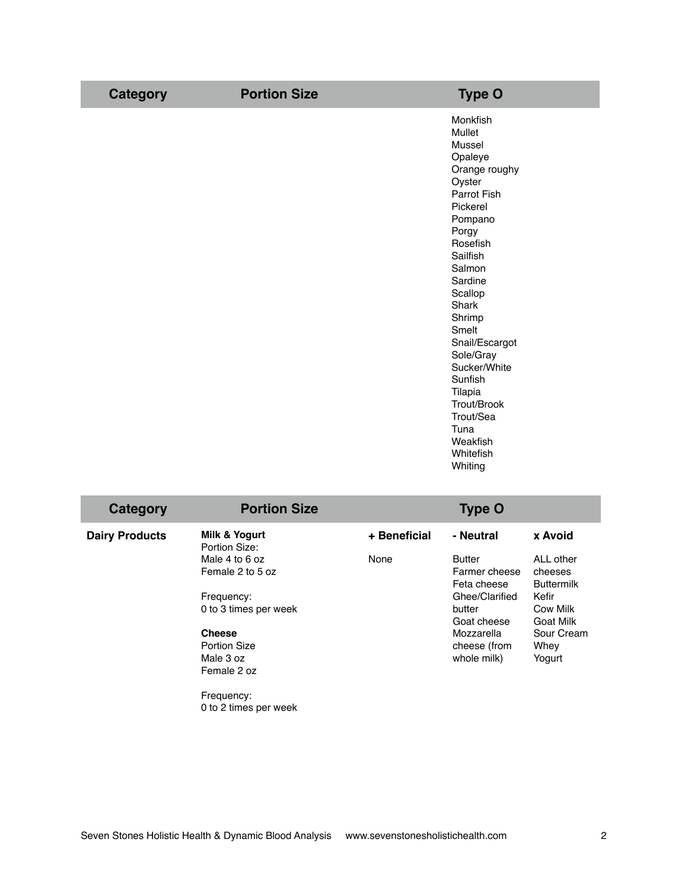| Category | Portion Size | Type O |
|---|---|---|
| | | Monkfish<br>Mullet<br>Mussel<br>Opaleye<br>Orange roughy<br>Oyster<br>Parrot Fish<br>Pickerel<br>Pompano<br>Porgy<br>Rosefish<br>Sailfish<br>Salmon<br>Sardine<br>Scallop<br>Shark<br>Shrimp<br>Smelt<br>Snail/Escargot<br>Sole/Gray<br>Sucker/White<br>Sunfish<br>Tilapia<br>Trout/Brook<br>Trout/Sea<br>Tuna<br>Weakfish<br>Whitefish<br>Whiting |

| Category | Portion Size | Type O | | |
|---|---|---|---|---|
| | | **+ Beneficial** | **- Neutral** | **x Avoid** |
| **Dairy Products** | **Milk & Yogurt**<br>Portion Size:<br>Male 4 to 6 oz<br>Female 2 to 5 oz<br><br>Frequency:<br>0 to 3 times per week<br><br>**Cheese**<br>Portion Size<br>Male 3 oz<br>Female 2 oz<br><br>Frequency:<br>0 to 2 times per week | None | Butter<br>Farmer cheese<br>Feta cheese<br>Ghee/Clarified butter<br>Goat cheese<br>Mozzarella cheese (from whole milk) | ALL other cheeses<br>Buttermilk<br>Kefir<br>Cow Milk<br>Goat Milk<br>Sour Cream<br>Whey<br>Yogurt |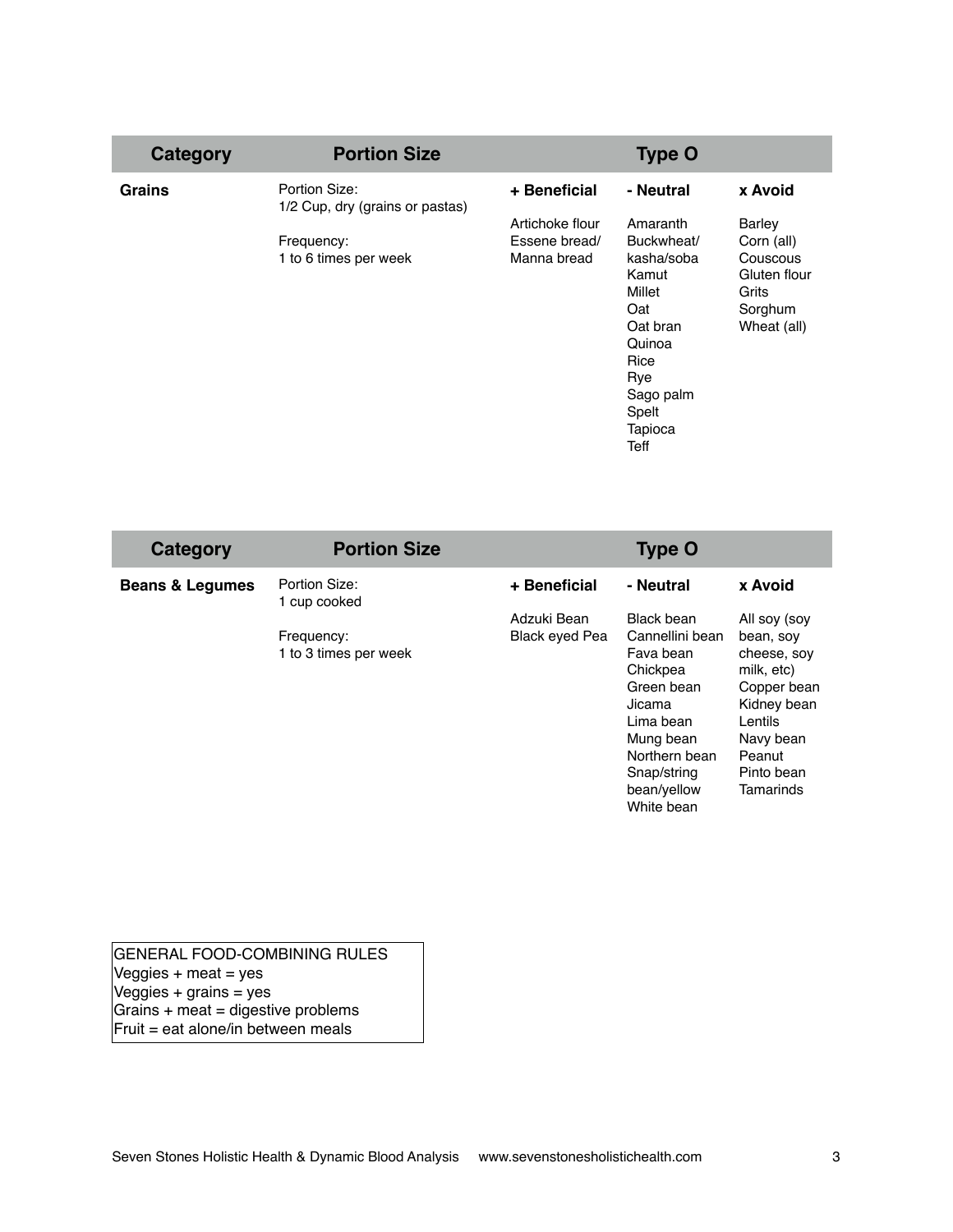| Category | Portion Size | Type O | | |
|---|---|---|---|---|
| **Grains** | Portion Size: 1/2 Cup, dry (grains or pastas)<br><br>Frequency: 1 to 6 times per week | **+ Beneficial**<br><br>Artichoke flour<br>Essene bread/ Manna bread | **- Neutral**<br><br>Amaranth<br>Buckwheat/ kasha/soba<br>Kamut<br>Millet<br>Oat<br>Oat bran<br>Quinoa<br>Rice<br>Rye<br>Sago palm<br>Spelt<br>Tapioca<br>Teff | **x Avoid**<br><br>Barley<br>Corn (all)<br>Couscous<br>Gluten flour<br>Grits<br>Sorghum<br>Wheat (all) |

| Category | Portion Size | Type O | | |
|---|---|---|---|---|
| **Beans & Legumes** | Portion Size: 1 cup cooked<br><br>Frequency: 1 to 3 times per week | **+ Beneficial**<br><br>Adzuki Bean<br>Black eyed Pea | **- Neutral**<br><br>Black bean<br>Cannellini bean<br>Fava bean<br>Chickpea<br>Green bean<br>Jicama<br>Lima bean<br>Mung bean<br>Northern bean<br>Snap/string bean/yellow<br>White bean | **x Avoid**<br><br>All soy (soy bean, soy cheese, soy milk, etc)<br>Copper bean<br>Kidney bean<br>Lentils<br>Navy bean<br>Peanut<br>Pinto bean<br>Tamarinds |

GENERAL FOOD-COMBINING RULES
Veggies + meat = yes
Veggies + grains = yes
Grains + meat = digestive problems
Fruit = eat alone/in between meals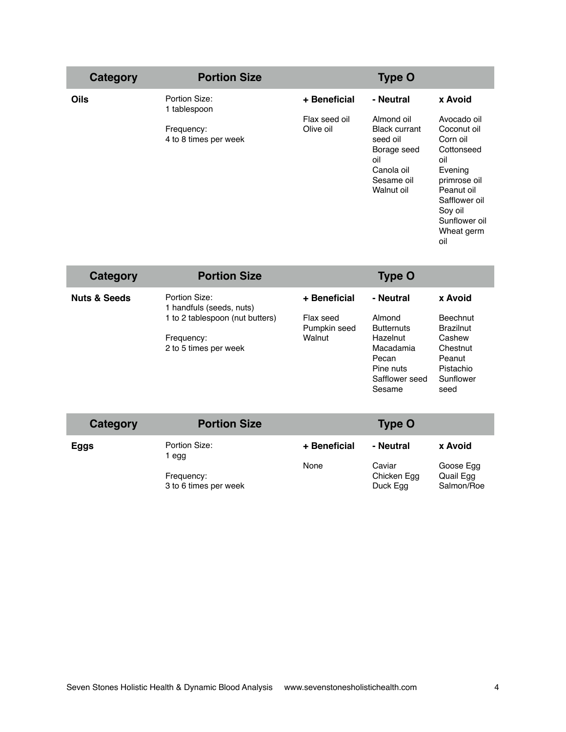| Category | Portion Size | Type O | | |
|---|---|---|---|---|
| **Oils** | Portion Size: 1 tablespoon<br><br>Frequency: 4 to 8 times per week | **+ Beneficial**<br><br>Flax seed oil<br>Olive oil | **- Neutral**<br><br>Almond oil<br>Black currant seed oil<br>Borage seed oil<br>Canola oil<br>Sesame oil<br>Walnut oil | **x Avoid**<br><br>Avocado oil<br>Coconut oil<br>Corn oil<br>Cottonseed oil<br>Evening primrose oil<br>Peanut oil<br>Safflower oil<br>Soy oil<br>Sunflower oil<br>Wheat germ oil |

| Category | Portion Size | Type O | | |
|---|---|---|---|---|
| **Nuts & Seeds** | Portion Size: 1 handfuls (seeds, nuts)<br>1 to 2 tablespoon (nut butters)<br><br>Frequency: 2 to 5 times per week | **+ Beneficial**<br><br>Flax seed<br>Pumpkin seed<br>Walnut | **- Neutral**<br><br>Almond<br>Butternuts<br>Hazelnut<br>Macadamia<br>Pecan<br>Pine nuts<br>Safflower seed<br>Sesame | **x Avoid**<br><br>Beechnut<br>Brazilnut<br>Cashew<br>Chestnut<br>Peanut<br>Pistachio<br>Sunflower seed |

| Category | Portion Size | Type O | | |
|---|---|---|---|---|
| **Eggs** | Portion Size: 1 egg<br><br>Frequency: 3 to 6 times per week | **+ Beneficial**<br><br>None | **- Neutral**<br><br>Caviar<br>Chicken Egg<br>Duck Egg | **x Avoid**<br><br>Goose Egg<br>Quail Egg<br>Salmon/Roe |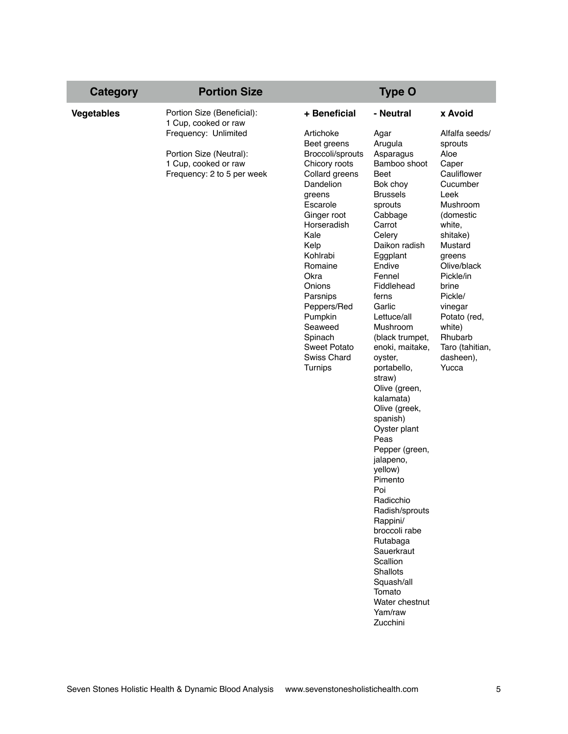| Category | Portion Size | Type O | | |
|---|---|---|---|---|
| | | **+ Beneficial** | **- Neutral** | **x Avoid** |
| **Vegetables** | Portion Size (Beneficial): 1 Cup, cooked or raw<br>Frequency: Unlimited<br><br>Portion Size (Neutral): 1 Cup, cooked or raw<br>Frequency: 2 to 5 per week | Artichoke<br>Beet greens<br>Broccoli/sprouts<br>Chicory roots<br>Collard greens<br>Dandelion greens<br>Escarole<br>Ginger root<br>Horseradish<br>Kale<br>Kelp<br>Kohlrabi<br>Romaine<br>Okra<br>Onions<br>Parsnips<br>Peppers/Red<br>Pumpkin<br>Seaweed<br>Spinach<br>Sweet Potato<br>Swiss Chard<br>Turnips | Agar<br>Arugula<br>Asparagus<br>Bamboo shoot<br>Beet<br>Bok choy<br>Brussels sprouts<br>Cabbage<br>Carrot<br>Celery<br>Daikon radish<br>Eggplant<br>Endive<br>Fennel<br>Fiddlehead ferns<br>Garlic<br>Lettuce/all<br>Mushroom (black trumpet, enoki, maitake, oyster, portabello, straw)<br>Olive (green, kalamata)<br>Olive (greek, spanish)<br>Oyster plant<br>Peas<br>Pepper (green, jalapeno, yellow)<br>Pimento<br>Poi<br>Radicchio<br>Radish/sprouts<br>Rappini/ broccoli rabe<br>Rutabaga<br>Sauerkraut<br>Scallion<br>Shallots<br>Squash/all<br>Tomato<br>Water chestnut<br>Yam/raw<br>Zucchini | Alfalfa seeds/ sprouts<br>Aloe<br>Caper<br>Cauliflower<br>Cucumber<br>Leek<br>Mushroom (domestic white, shitake)<br>Mustard greens<br>Olive/black<br>Pickle/in brine<br>Pickle/ vinegar<br>Potato (red, white)<br>Rhubarb<br>Taro (tahitian, dasheen),<br>Yucca |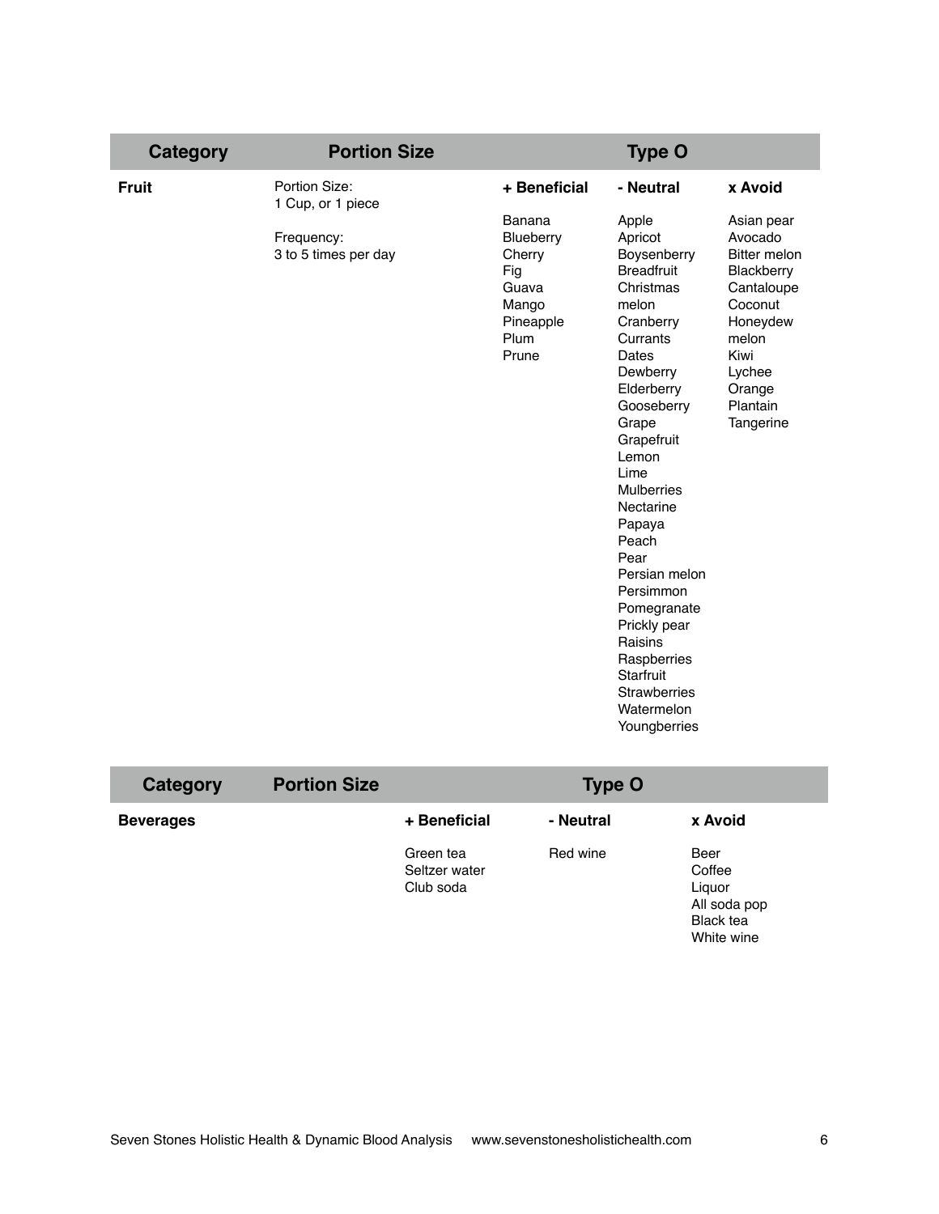| Category | Portion Size | Type O | | |
|---|---|---|---|---|
| **Fruit** | Portion Size: 1 Cup, or 1 piece<br><br>Frequency: 3 to 5 times per day | **+ Beneficial**<br><br>Banana<br>Blueberry<br>Cherry<br>Fig<br>Guava<br>Mango<br>Pineapple<br>Plum<br>Prune | **- Neutral**<br><br>Apple<br>Apricot<br>Boysenberry<br>Breadfruit<br>Christmas melon<br>Cranberry<br>Currants<br>Dates<br>Dewberry<br>Elderberry<br>Gooseberry<br>Grape<br>Grapefruit<br>Lemon<br>Lime<br>Mulberries<br>Nectarine<br>Papaya<br>Peach<br>Pear<br>Persian melon<br>Persimmon<br>Pomegranate<br>Prickly pear<br>Raisins<br>Raspberries<br>Starfruit<br>Strawberries<br>Watermelon<br>Youngberries | **x Avoid**<br><br>Asian pear<br>Avocado<br>Bitter melon<br>Blackberry<br>Cantaloupe<br>Coconut<br>Honeydew melon<br>Kiwi<br>Lychee<br>Orange<br>Plantain<br>Tangerine |

| Category | Portion Size | Type O | | |
|---|---|---|---|---|
| **Beverages** | | **+ Beneficial**<br><br>Green tea<br>Seltzer water<br>Club soda | **- Neutral**<br><br>Red wine | **x Avoid**<br><br>Beer<br>Coffee<br>Liquor<br>All soda pop<br>Black tea<br>White wine |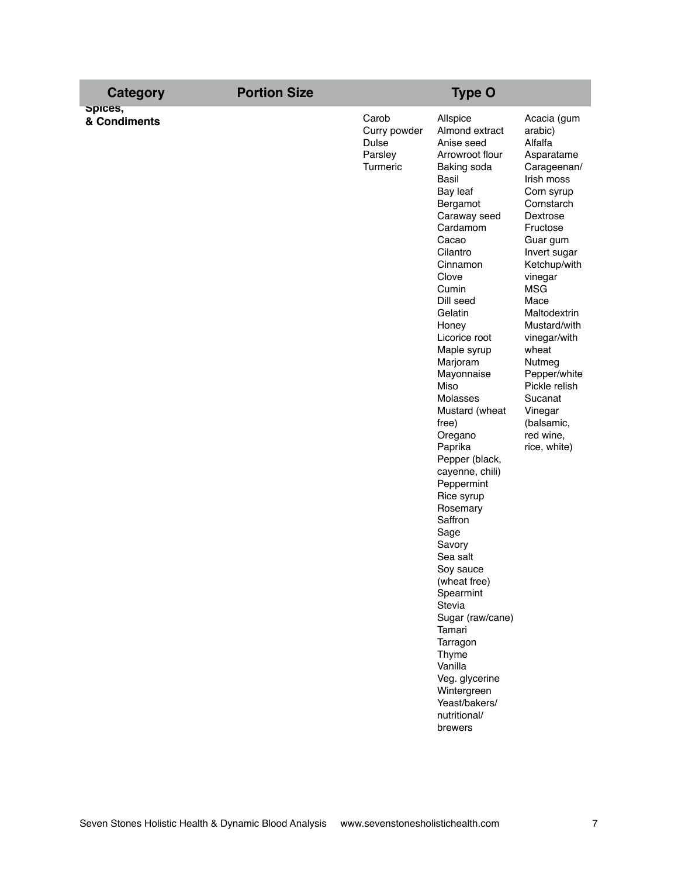| Category | Portion Size | Type O | | |
| --- | --- | --- | --- | --- |
| Spices, & Condiments | | Carob<br>Curry powder<br>Dulse<br>Parsley<br>Turmeric | Allspice<br>Almond extract<br>Anise seed<br>Arrowroot flour<br>Baking soda<br>Basil<br>Bay leaf<br>Bergamot<br>Caraway seed<br>Cardamom<br>Cacao<br>Cilantro<br>Cinnamon<br>Clove<br>Cumin<br>Dill seed<br>Gelatin<br>Honey<br>Licorice root<br>Maple syrup<br>Marjoram<br>Mayonnaise<br>Miso<br>Molasses<br>Mustard (wheat free)<br>Oregano<br>Paprika<br>Pepper (black, cayenne, chili)<br>Peppermint<br>Rice syrup<br>Rosemary<br>Saffron<br>Sage<br>Savory<br>Sea salt<br>Soy sauce (wheat free)<br>Spearmint<br>Stevia<br>Sugar (raw/cane)<br>Tamari<br>Tarragon<br>Thyme<br>Vanilla<br>Veg. glycerine<br>Wintergreen<br>Yeast/bakers/nutritional/brewers | Acacia (gum arabic)<br>Alfalfa<br>Asparatame<br>Carageenan/Irish moss<br>Corn syrup<br>Cornstarch<br>Dextrose<br>Fructose<br>Guar gum<br>Invert sugar<br>Ketchup/with vinegar<br>MSG<br>Mace<br>Maltodextrin<br>Mustard/with vinegar/with wheat<br>Nutmeg<br>Pepper/white<br>Pickle relish<br>Sucanat<br>Vinegar (balsamic, red wine, rice, white) |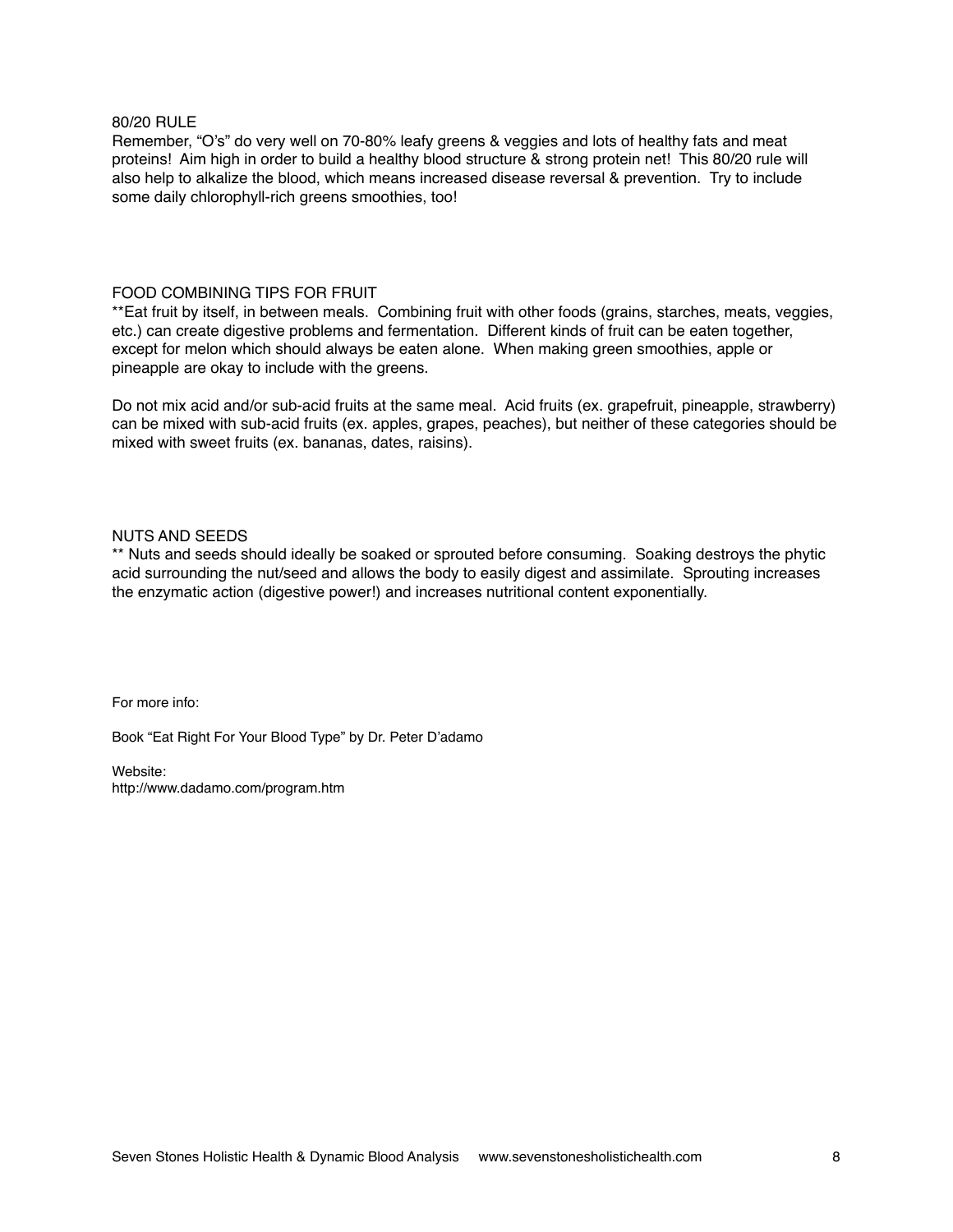## 80/20 RULE

Remember, "O's" do very well on 70-80% leafy greens & veggies and lots of healthy fats and meat proteins! Aim high in order to build a healthy blood structure & strong protein net! This 80/20 rule will also help to alkalize the blood, which means increased disease reversal & prevention. Try to include some daily chlorophyll-rich greens smoothies, too!

## FOOD COMBINING TIPS FOR FRUIT

**Eat fruit by itself, in between meals. Combining fruit with other foods (grains, starches, meats, veggies, etc.) can create digestive problems and fermentation. Different kinds of fruit can be eaten together, except for melon which should always be eaten alone. When making green smoothies, apple or pineapple are okay to include with the greens.

Do not mix acid and/or sub-acid fruits at the same meal. Acid fruits (ex. grapefruit, pineapple, strawberry) can be mixed with sub-acid fruits (ex. apples, grapes, peaches), but neither of these categories should be mixed with sweet fruits (ex. bananas, dates, raisins).

## NUTS AND SEEDS

** Nuts and seeds should ideally be soaked or sprouted before consuming. Soaking destroys the phytic acid surrounding the nut/seed and allows the body to easily digest and assimilate. Sprouting increases the enzymatic action (digestive power!) and increases nutritional content exponentially.

For more info:

Book "Eat Right For Your Blood Type" by Dr. Peter D'adamo

Website:
http://www.dadamo.com/program.htm